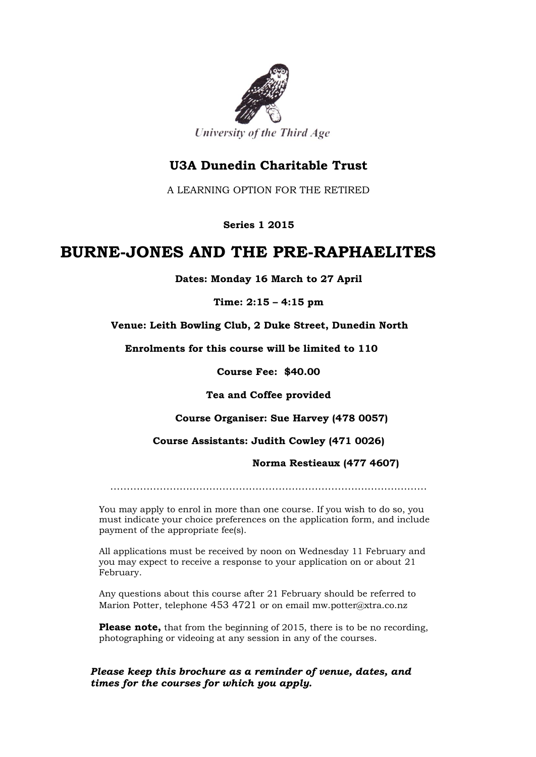University of the Third Age

## U3A Dunedin Charitable Trust

A LEARNING OPTION FOR THE RETIRED

**Series 1 2015**

# BURNE-JONES AND THE PRE-RAPHAELITES

**Dates: Monday 16 March to 27 April**

**Time: 2:15 – 4:15 pm**

**Venue: Leith Bowling Club, 2 Duke Street, Dunedin North**

**Enrolments for this course will be limited to 110**

**Course Fee: $40.00**

**Tea and Coffee provided**

**Course Organiser: Sue Harvey (478 0057)**

**Course Assistants: Judith Cowley (471 0026)**

**Norma Restieaux (477 4607)**

……………………………………………………………………………………

You may apply to enrol in more than one course. If you wish to do so, you must indicate your choice preferences on the application form, and include payment of the appropriate fee(s).

All applications must be received by noon on Wednesday 11 February and you may expect to receive a response to your application on or about 21 February.

Any questions about this course after 21 February should be referred to Marion Potter, telephone 453 4721 or on email mw.potter@xtra.co.nz

**Please note,** that from the beginning of 2015, there is to be no recording, photographing or videoing at any session in any of the courses.

***Please keep this brochure as a reminder of venue, dates, and times for the courses for which you apply.***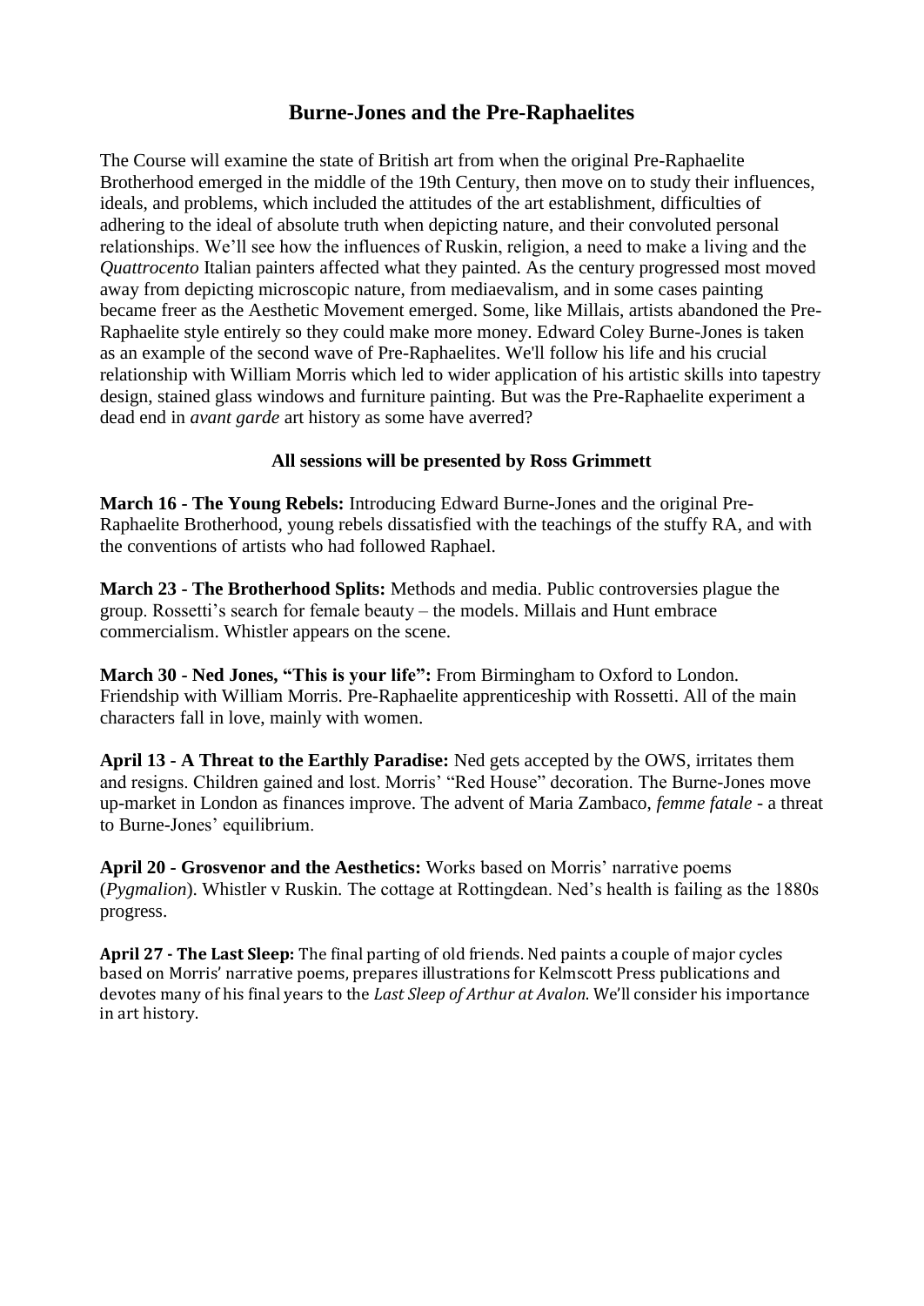## Burne-Jones and the Pre-Raphaelites

The Course will examine the state of British art from when the original Pre-Raphaelite Brotherhood emerged in the middle of the 19th Century, then move on to study their influences, ideals, and problems, which included the attitudes of the art establishment, difficulties of adhering to the ideal of absolute truth when depicting nature, and their convoluted personal relationships. We'll see how the influences of Ruskin, religion, a need to make a living and the *Quattrocento* Italian painters affected what they painted. As the century progressed most moved away from depicting microscopic nature, from mediaevalism, and in some cases painting became freer as the Aesthetic Movement emerged. Some, like Millais, artists abandoned the Pre-Raphaelite style entirely so they could make more money. Edward Coley Burne-Jones is taken as an example of the second wave of Pre-Raphaelites. We'll follow his life and his crucial relationship with William Morris which led to wider application of his artistic skills into tapestry design, stained glass windows and furniture painting. But was the Pre-Raphaelite experiment a dead end in *avant garde* art history as some have averred?

**All sessions will be presented by Ross Grimmett**

**March 16 - The Young Rebels:** Introducing Edward Burne-Jones and the original Pre-Raphaelite Brotherhood, young rebels dissatisfied with the teachings of the stuffy RA, and with the conventions of artists who had followed Raphael.

**March 23 - The Brotherhood Splits:** Methods and media. Public controversies plague the group. Rossetti's search for female beauty – the models. Millais and Hunt embrace commercialism. Whistler appears on the scene.

**March 30 - Ned Jones, "This is your life":** From Birmingham to Oxford to London. Friendship with William Morris. Pre-Raphaelite apprenticeship with Rossetti. All of the main characters fall in love, mainly with women.

**April 13 - A Threat to the Earthly Paradise:** Ned gets accepted by the OWS, irritates them and resigns. Children gained and lost. Morris' "Red House" decoration. The Burne-Jones move up-market in London as finances improve. The advent of Maria Zambaco, *femme fatale* - a threat to Burne-Jones' equilibrium.

**April 20 - Grosvenor and the Aesthetics:** Works based on Morris' narrative poems (*Pygmalion*). Whistler v Ruskin. The cottage at Rottingdean. Ned's health is failing as the 1880s progress.

**April 27 - The Last Sleep:** The final parting of old friends. Ned paints a couple of major cycles based on Morris' narrative poems, prepares illustrations for Kelmscott Press publications and devotes many of his final years to the *Last Sleep of Arthur at Avalon*. We'll consider his importance in art history.